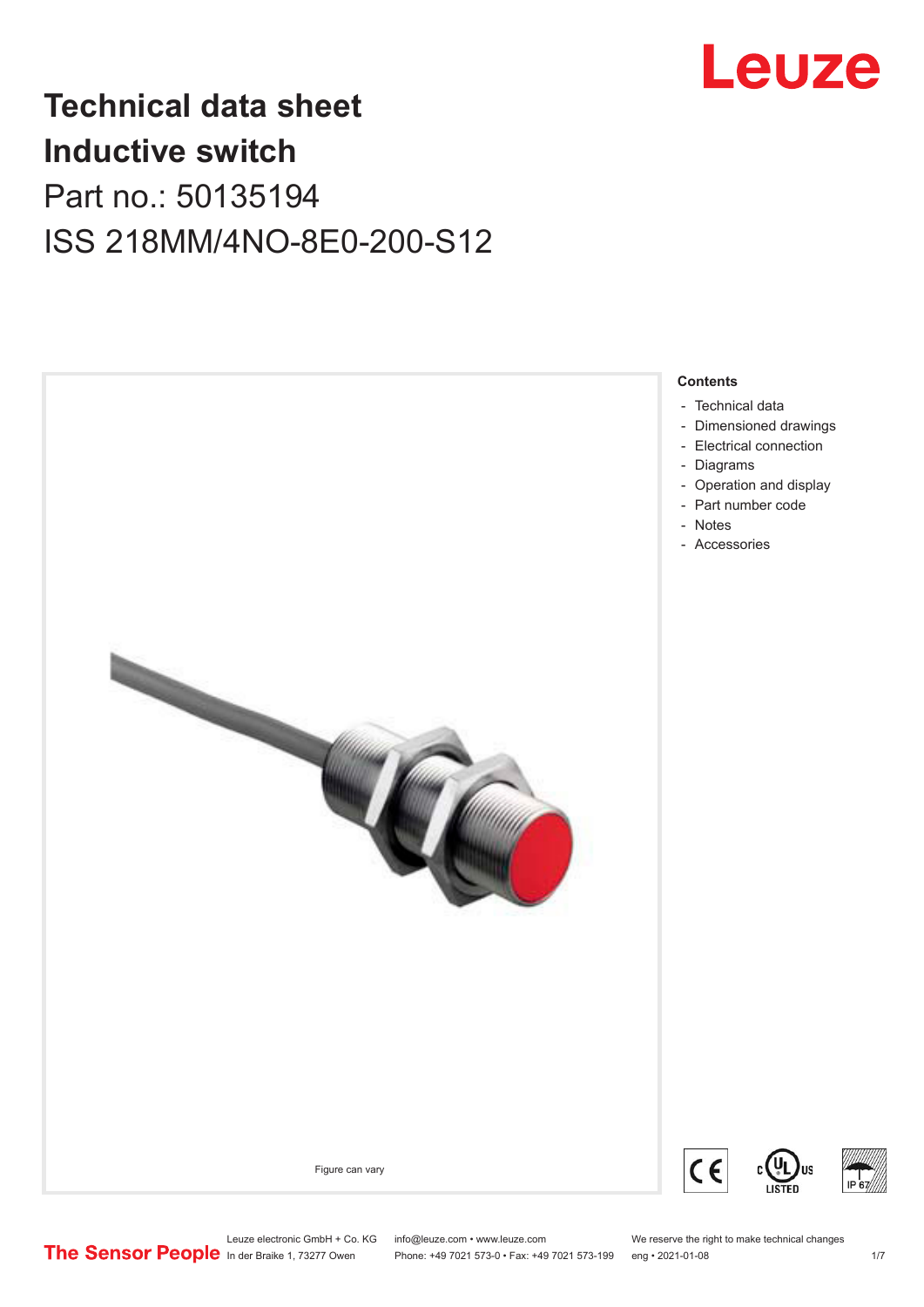# Technical data sheet
# Inductive switch

## Part no.: 50135194

## ISS 218MM/4NO-8E0-200-S12

Figure can vary

### Contents

- Technical data
- Dimensioned drawings
- Electrical connection
- Diagrams
- Operation and display
- Part number code
- Notes
- Accessories

Leuze electronic GmbH + Co. KG
In der Braike 1, 73277 Owen

info@leuze.com • www.leuze.com
Phone: +49 7021 573-0 • Fax: +49 7021 573-199

We reserve the right to make technical changes
eng • 2021-01-08

The Sensor People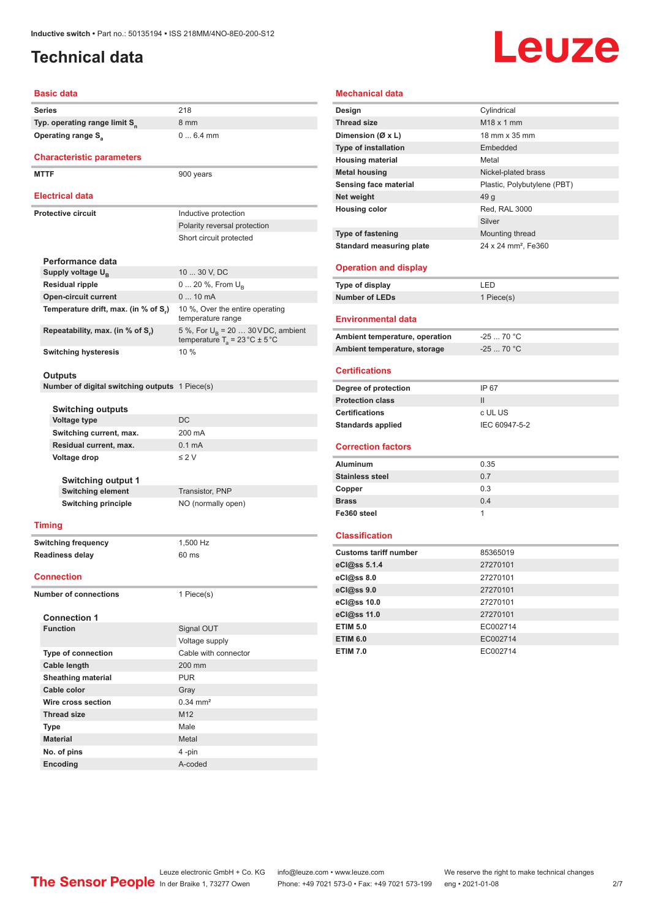# Technical data

## Basic data

| | |
|---|---|
| Series | 218 |
| Typ. operating range limit $S_n$ | 8 mm |
| Operating range $S_a$ | 0 ... 6.4 mm |

## Characteristic parameters

| | |
|---|---|
| MTTF | 900 years |

## Electrical data

| | |
|---|---|
| Protective circuit | Inductive protection |
| | Polarity reversal protection |
| | Short circuit protected |

### Performance data

| | |
|---|---|
| Supply voltage $U_B$ | 10 ... 30 V, DC |
| Residual ripple | 0 ... 20 %, From $U_B$ |
| Open-circuit current | 0 ... 10 mA |
| Temperature drift, max. (in % of $S_r$) | 10 %, Over the entire operating temperature range |
| Repeatability, max. (in % of $S_r$) | 5 %, For $U_B$ = 20 ... 30 V DC, ambient temperature $T_a$ = 23 °C ± 5 °C |
| Switching hysteresis | 10 % |

### Outputs

| | |
|---|---|
| Number of digital switching outputs | 1 Piece(s) |

#### Switching outputs

| | |
|---|---|
| Voltage type | DC |
| Switching current, max. | 200 mA |
| Residual current, max. | 0.1 mA |
| Voltage drop | ≤ 2 V |

##### Switching output 1

| | |
|---|---|
| Switching element | Transistor, PNP |
| Switching principle | NO (normally open) |

## Timing

| | |
|---|---|
| Switching frequency | 1,500 Hz |
| Readiness delay | 60 ms |

## Connection

| | |
|---|---|
| Number of connections | 1 Piece(s) |

### Connection 1

| | |
|---|---|
| Function | Signal OUT |
| | Voltage supply |
| Type of connection | Cable with connector |
| Cable length | 200 mm |
| Sheathing material | PUR |
| Cable color | Gray |
| Wire cross section | 0.34 mm² |
| Thread size | M12 |
| Type | Male |
| Material | Metal |
| No. of pins | 4 -pin |
| Encoding | A-coded |

## Mechanical data

| | |
|---|---|
| Design | Cylindrical |
| Thread size | M18 x 1 mm |
| Dimension (Ø x L) | 18 mm x 35 mm |
| Type of installation | Embedded |
| Housing material | Metal |
| Metal housing | Nickel-plated brass |
| Sensing face material | Plastic, Polybutylene (PBT) |
| Net weight | 49 g |
| Housing color | Red, RAL 3000 |
| | Silver |
| Type of fastening | Mounting thread |
| Standard measuring plate | 24 x 24 mm², Fe360 |

## Operation and display

| | |
|---|---|
| Type of display | LED |
| Number of LEDs | 1 Piece(s) |

## Environmental data

| | |
|---|---|
| Ambient temperature, operation | -25 ... 70 °C |
| Ambient temperature, storage | -25 ... 70 °C |

## Certifications

| | |
|---|---|
| Degree of protection | IP 67 |
| Protection class | II |
| Certifications | c UL US |
| Standards applied | IEC 60947-5-2 |

## Correction factors

| | |
|---|---|
| Aluminum | 0.35 |
| Stainless steel | 0.7 |
| Copper | 0.3 |
| Brass | 0.4 |
| Fe360 steel | 1 |

## Classification

| | |
|---|---|
| Customs tariff number | 85365019 |
| eCl@ss 5.1.4 | 27270101 |
| eCl@ss 8.0 | 27270101 |
| eCl@ss 9.0 | 27270101 |
| eCl@ss 10.0 | 27270101 |
| eCl@ss 11.0 | 27270101 |
| ETIM 5.0 | EC002714 |
| ETIM 6.0 | EC002714 |
| ETIM 7.0 | EC002714 |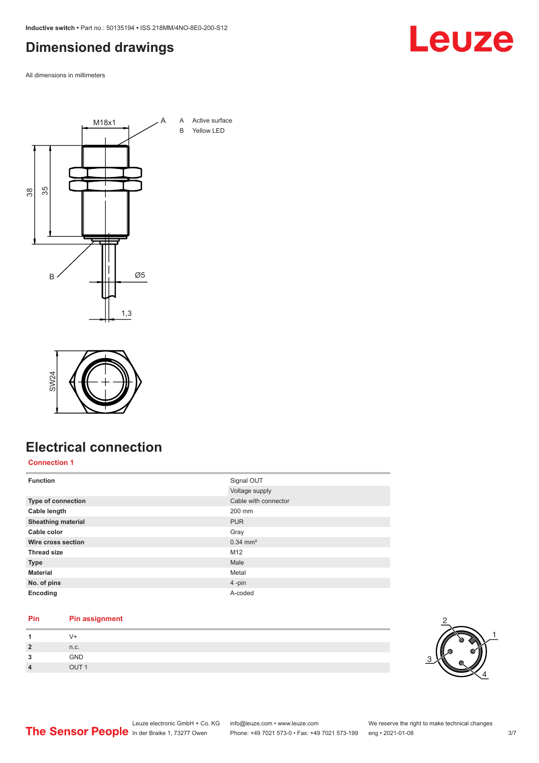# Dimensioned drawings

All dimensions in millimeters

A Active surface

B Yellow LED

# Electrical connection

## Connection 1

| | |
|---|---|
| **Function** | Signal OUT |
| | Voltage supply |
| **Type of connection** | Cable with connector |
| **Cable length** | 200 mm |
| **Sheathing material** | PUR |
| **Cable color** | Gray |
| **Wire cross section** | 0.34 mm² |
| **Thread size** | M12 |
| **Type** | Male |
| **Material** | Metal |
| **No. of pins** | 4 -pin |
| **Encoding** | A-coded |

| Pin | Pin assignment |
|---|---|
| **1** | V+ |
| **2** | n.c. |
| **3** | GND |
| **4** | OUT 1 |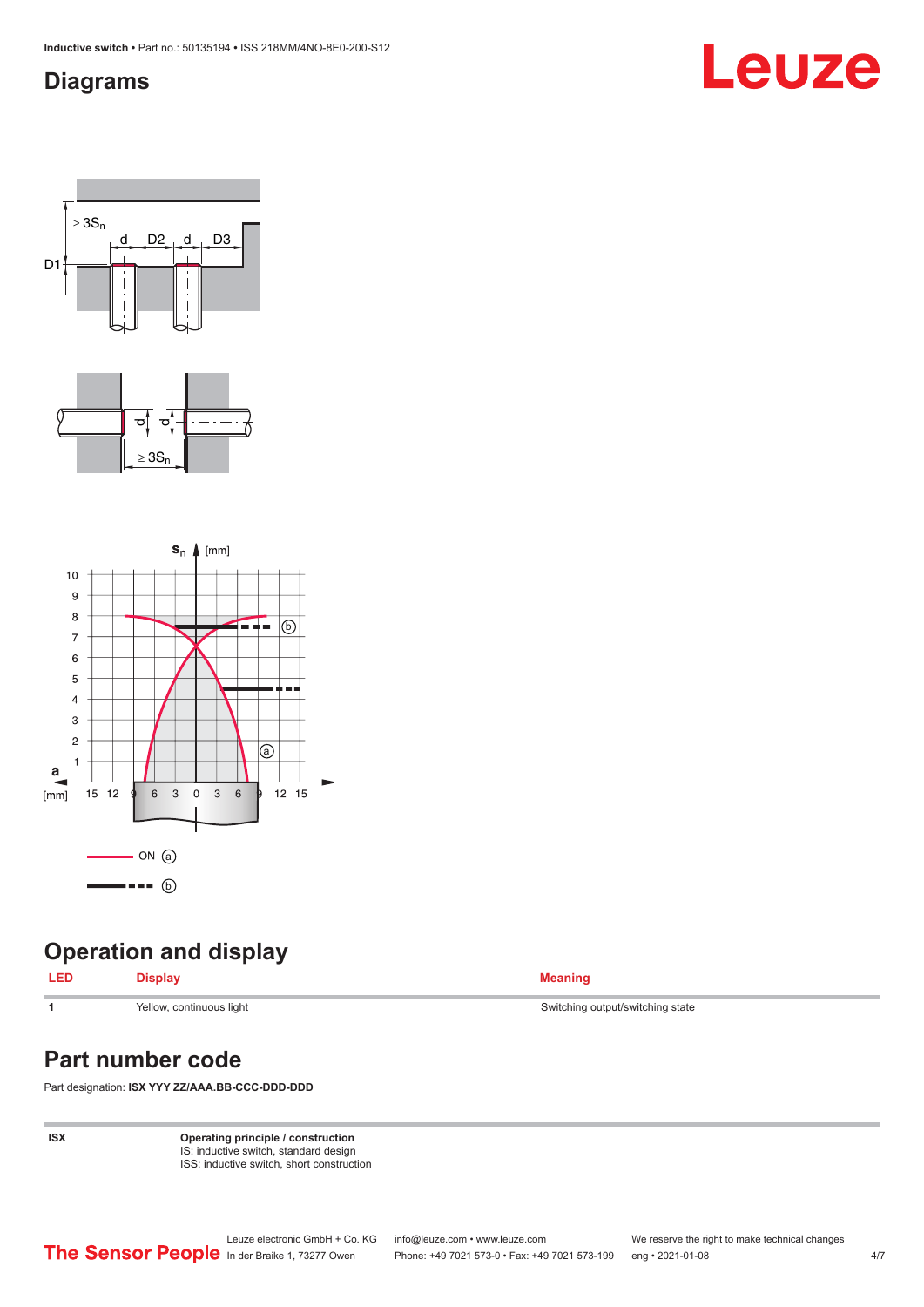## Diagrams

## Operation and display

| LED | Display | Meaning |
|---|---|---|
| 1 | Yellow, continuous light | Switching output/switching state |

## Part number code

Part designation: **ISX YYY ZZ/AAA.BB-CCC-DDD-DDD**

| ISX | **Operating principle / construction**<br>IS: inductive switch, standard design<br>ISS: inductive switch, short construction |
|---|---|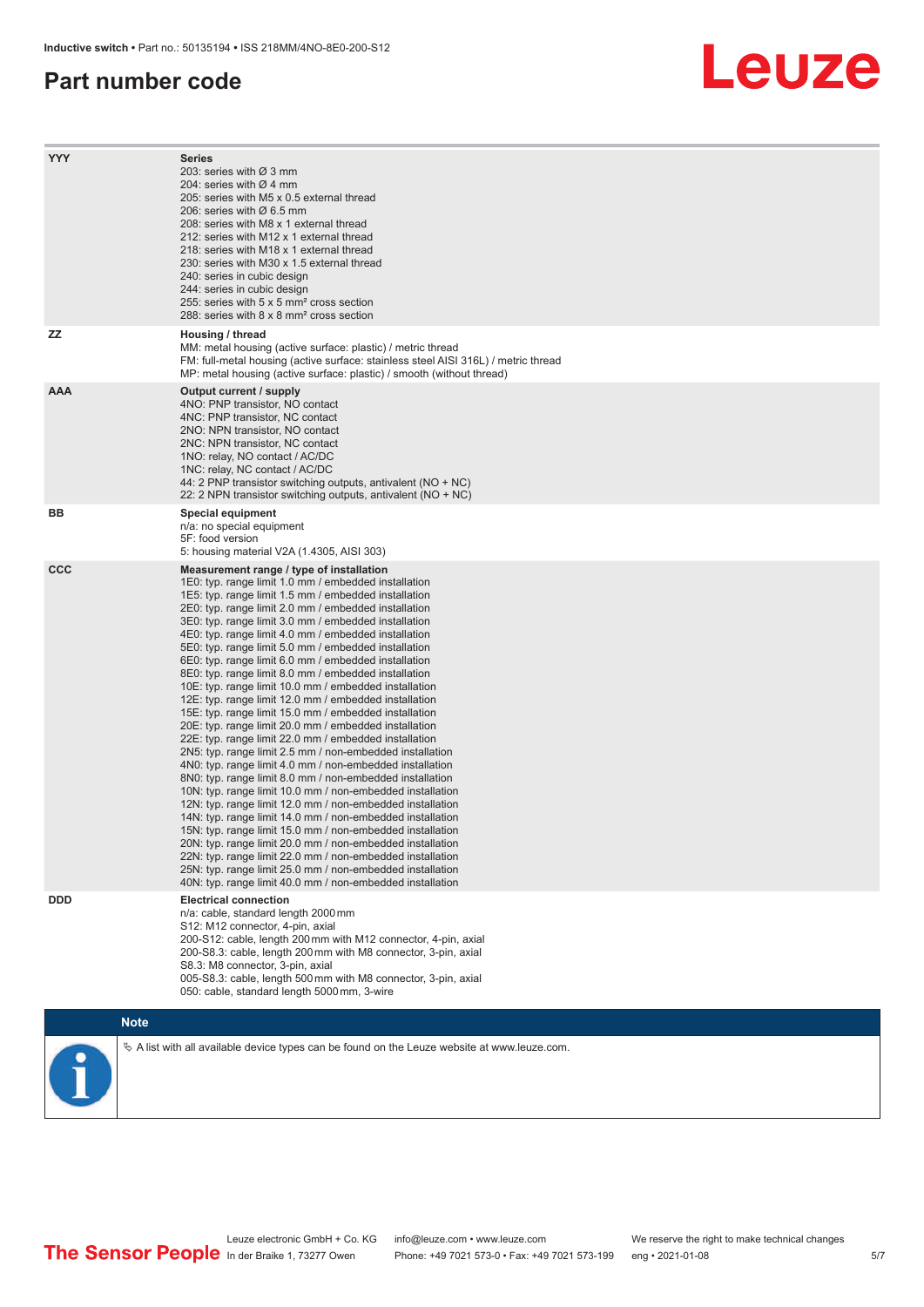## Part number code

| | |
|---|---|
| **YYY** | **Series**<br>203: series with Ø 3 mm<br>204: series with Ø 4 mm<br>205: series with M5 x 0.5 external thread<br>206: series with Ø 6.5 mm<br>208: series with M8 x 1 external thread<br>212: series with M12 x 1 external thread<br>218: series with M18 x 1 external thread<br>230: series with M30 x 1.5 external thread<br>240: series in cubic design<br>244: series in cubic design<br>255: series with 5 x 5 mm² cross section<br>288: series with 8 x 8 mm² cross section |
| **ZZ** | **Housing / thread**<br>MM: metal housing (active surface: plastic) / metric thread<br>FM: full-metal housing (active surface: stainless steel AISI 316L) / metric thread<br>MP: metal housing (active surface: plastic) / smooth (without thread) |
| **AAA** | **Output current / supply**<br>4NO: PNP transistor, NO contact<br>4NC: PNP transistor, NC contact<br>2NO: NPN transistor, NO contact<br>2NC: NPN transistor, NC contact<br>1NO: relay, NO contact / AC/DC<br>1NC: relay, NC contact / AC/DC<br>44: 2 PNP transistor switching outputs, antivalent (NO + NC)<br>22: 2 NPN transistor switching outputs, antivalent (NO + NC) |
| **BB** | **Special equipment**<br>n/a: no special equipment<br>5F: food version<br>5: housing material V2A (1.4305, AISI 303) |
| **CCC** | **Measurement range / type of installation**<br>1E0: typ. range limit 1.0 mm / embedded installation<br>1E5: typ. range limit 1.5 mm / embedded installation<br>2E0: typ. range limit 2.0 mm / embedded installation<br>3E0: typ. range limit 3.0 mm / embedded installation<br>4E0: typ. range limit 4.0 mm / embedded installation<br>5E0: typ. range limit 5.0 mm / embedded installation<br>6E0: typ. range limit 6.0 mm / embedded installation<br>8E0: typ. range limit 8.0 mm / embedded installation<br>10E: typ. range limit 10.0 mm / embedded installation<br>12E: typ. range limit 12.0 mm / embedded installation<br>15E: typ. range limit 15.0 mm / embedded installation<br>20E: typ. range limit 20.0 mm / embedded installation<br>22E: typ. range limit 22.0 mm / embedded installation<br>2N5: typ. range limit 2.5 mm / non-embedded installation<br>4N0: typ. range limit 4.0 mm / non-embedded installation<br>8N0: typ. range limit 8.0 mm / non-embedded installation<br>10N: typ. range limit 10.0 mm / non-embedded installation<br>12N: typ. range limit 12.0 mm / non-embedded installation<br>14N: typ. range limit 14.0 mm / non-embedded installation<br>15N: typ. range limit 15.0 mm / non-embedded installation<br>20N: typ. range limit 20.0 mm / non-embedded installation<br>22N: typ. range limit 22.0 mm / non-embedded installation<br>25N: typ. range limit 25.0 mm / non-embedded installation<br>40N: typ. range limit 40.0 mm / non-embedded installation |
| **DDD** | **Electrical connection**<br>n/a: cable, standard length 2000 mm<br>S12: M12 connector, 4-pin, axial<br>200-S12: cable, length 200 mm with M12 connector, 4-pin, axial<br>200-S8.3: cable, length 200 mm with M8 connector, 3-pin, axial<br>S8.3: M8 connector, 3-pin, axial<br>005-S8.3: cable, length 500 mm with M8 connector, 3-pin, axial<br>050: cable, standard length 5000 mm, 3-wire |

**Note**

↳ A list with all available device types can be found on the Leuze website at www.leuze.com.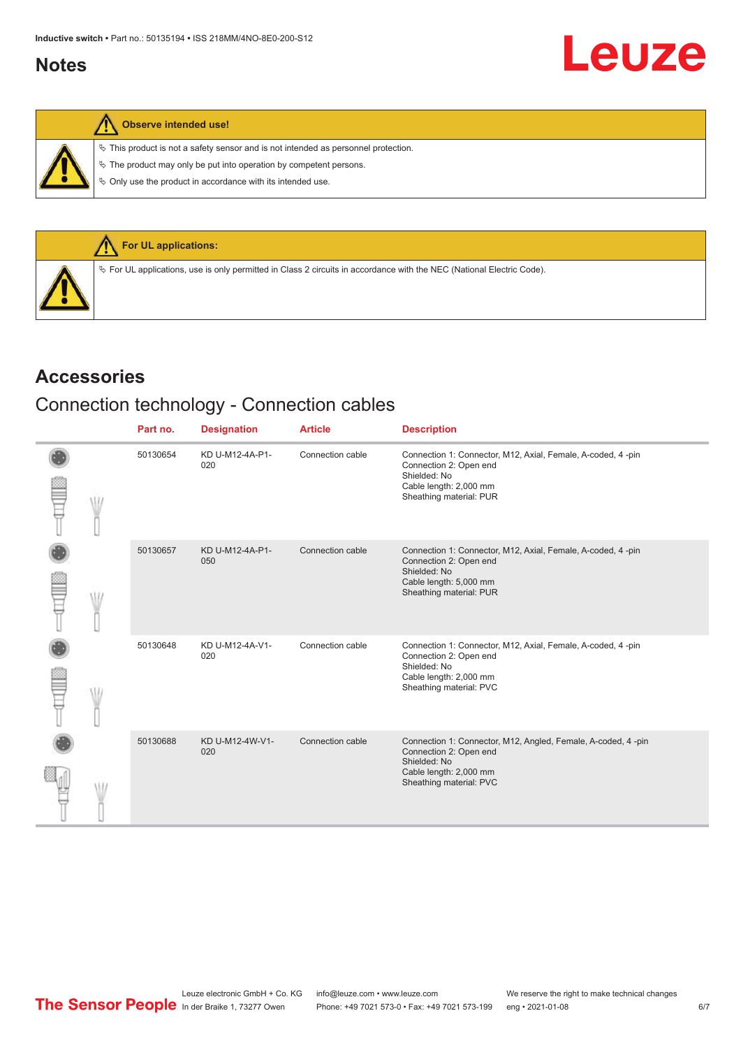## Notes

**Observe intended use!**

- This product is not a safety sensor and is not intended as personnel protection.
- The product may only be put into operation by competent persons.
- Only use the product in accordance with its intended use.

**For UL applications:**

- For UL applications, use is only permitted in Class 2 circuits in accordance with the NEC (National Electric Code).

# Accessories

## Connection technology - Connection cables

| Part no. | Designation | Article | Description |
|---|---|---|---|
| 50130654 | KD U-M12-4A-P1-020 | Connection cable | Connection 1: Connector, M12, Axial, Female, A-coded, 4 -pin<br>Connection 2: Open end<br>Shielded: No<br>Cable length: 2,000 mm<br>Sheathing material: PUR |
| 50130657 | KD U-M12-4A-P1-050 | Connection cable | Connection 1: Connector, M12, Axial, Female, A-coded, 4 -pin<br>Connection 2: Open end<br>Shielded: No<br>Cable length: 5,000 mm<br>Sheathing material: PUR |
| 50130648 | KD U-M12-4A-V1-020 | Connection cable | Connection 1: Connector, M12, Axial, Female, A-coded, 4 -pin<br>Connection 2: Open end<br>Shielded: No<br>Cable length: 2,000 mm<br>Sheathing material: PVC |
| 50130688 | KD U-M12-4W-V1-020 | Connection cable | Connection 1: Connector, M12, Angled, Female, A-coded, 4 -pin<br>Connection 2: Open end<br>Shielded: No<br>Cable length: 2,000 mm<br>Sheathing material: PVC |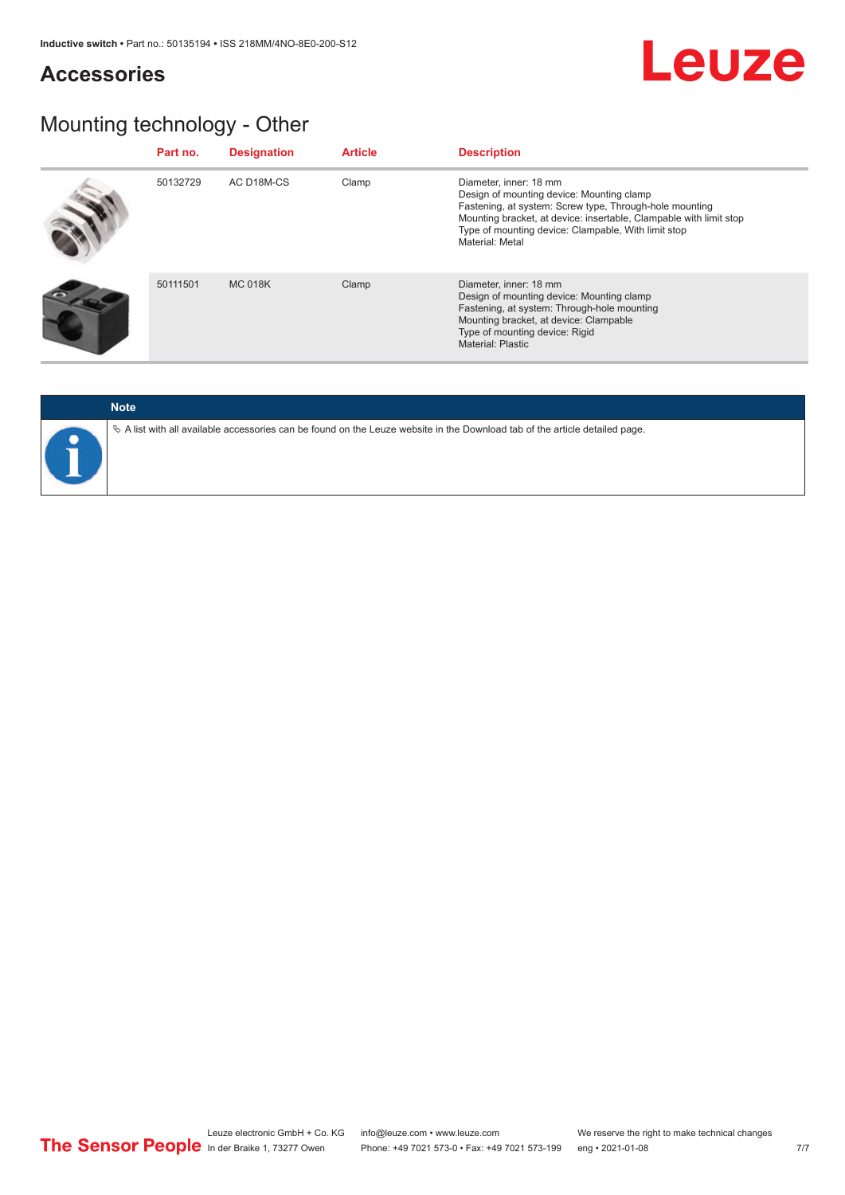## Accessories

### Mounting technology - Other

| | Part no. | Designation | Article | Description |
|---|---|---|---|---|
| | 50132729 | AC D18M-CS | Clamp | Diameter, inner: 18 mm<br>Design of mounting device: Mounting clamp<br>Fastening, at system: Screw type, Through-hole mounting<br>Mounting bracket, at device: insertable, Clampable with limit stop<br>Type of mounting device: Clampable, With limit stop<br>Material: Metal |
| | 50111501 | MC 018K | Clamp | Diameter, inner: 18 mm<br>Design of mounting device: Mounting clamp<br>Fastening, at system: Through-hole mounting<br>Mounting bracket, at device: Clampable<br>Type of mounting device: Rigid<br>Material: Plastic |

**Note**

↳ A list with all available accessories can be found on the Leuze website in the Download tab of the article detailed page.